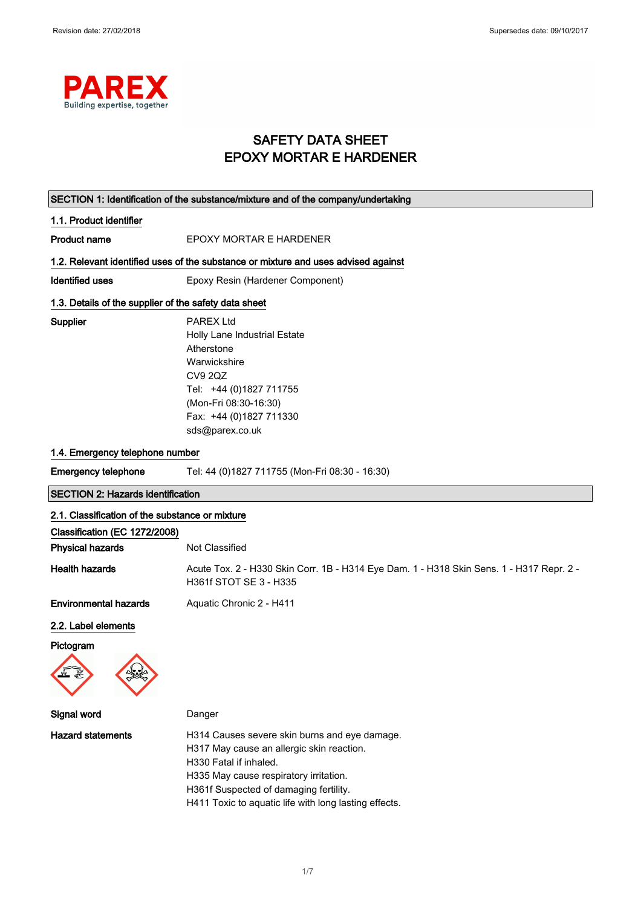Revision date: 27/02/2018 Supersedes date: 09/10/2017

# SAFETY DATA SHEET
# EPOXY MORTAR E HARDENER

## SECTION 1: Identification of the substance/mixture and of the company/undertaking

### 1.1. Product identifier

**Product name** EPOXY MORTAR E HARDENER

### 1.2. Relevant identified uses of the substance or mixture and uses advised against

**Identified uses** Epoxy Resin (Hardener Component)

### 1.3. Details of the supplier of the safety data sheet

**Supplier**
PAREX Ltd
Holly Lane Industrial Estate
Atherstone
Warwickshire
CV9 2QZ
Tel: +44 (0)1827 711755
(Mon-Fri 08:30-16:30)
Fax: +44 (0)1827 711330
sds@parex.co.uk

### 1.4. Emergency telephone number

**Emergency telephone** Tel: 44 (0)1827 711755 (Mon-Fri 08:30 - 16:30)

## SECTION 2: Hazards identification

### 2.1. Classification of the substance or mixture

**Classification (EC 1272/2008)**

**Physical hazards** Not Classified

**Health hazards** Acute Tox. 2 - H330 Skin Corr. 1B - H314 Eye Dam. 1 - H318 Skin Sens. 1 - H317 Repr. 2 - H361f STOT SE 3 - H335

**Environmental hazards** Aquatic Chronic 2 - H411

### 2.2. Label elements

**Pictogram**

**Signal word** Danger

**Hazard statements**
H314 Causes severe skin burns and eye damage.
H317 May cause an allergic skin reaction.
H330 Fatal if inhaled.
H335 May cause respiratory irritation.
H361f Suspected of damaging fertility.
H411 Toxic to aquatic life with long lasting effects.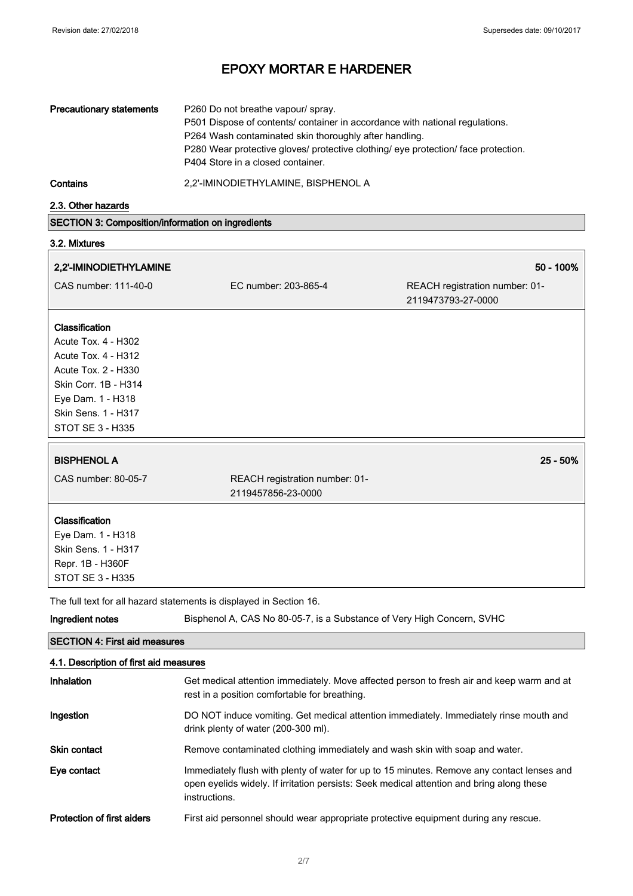# EPOXY MORTAR E HARDENER

**Precautionary statements**
P260 Do not breathe vapour/ spray.
P501 Dispose of contents/ container in accordance with national regulations.
P264 Wash contaminated skin thoroughly after handling.
P280 Wear protective gloves/ protective clothing/ eye protection/ face protection.
P404 Store in a closed container.

**Contains** 2,2'-IMINODIETHYLAMINE, BISPHENOL A

### 2.3. Other hazards

## SECTION 3: Composition/information on ingredients

### 3.2. Mixtures

**2,2'-IMINODIETHYLAMINE** — 50 - 100%

CAS number: 111-40-0 | EC number: 203-865-4 | REACH registration number: 01-2119473793-27-0000

**Classification**
Acute Tox. 4 - H302
Acute Tox. 4 - H312
Acute Tox. 2 - H330
Skin Corr. 1B - H314
Eye Dam. 1 - H318
Skin Sens. 1 - H317
STOT SE 3 - H335

**BISPHENOL A** — 25 - 50%

CAS number: 80-05-7 | REACH registration number: 01-2119457856-23-0000

**Classification**
Eye Dam. 1 - H318
Skin Sens. 1 - H317
Repr. 1B - H360F
STOT SE 3 - H335

The full text for all hazard statements is displayed in Section 16.

**Ingredient notes** Bisphenol A, CAS No 80-05-7, is a Substance of Very High Concern, SVHC

## SECTION 4: First aid measures

### 4.1. Description of first aid measures

**Inhalation** Get medical attention immediately. Move affected person to fresh air and keep warm and at rest in a position comfortable for breathing.

**Ingestion** DO NOT induce vomiting. Get medical attention immediately. Immediately rinse mouth and drink plenty of water (200-300 ml).

**Skin contact** Remove contaminated clothing immediately and wash skin with soap and water.

**Eye contact** Immediately flush with plenty of water for up to 15 minutes. Remove any contact lenses and open eyelids widely. If irritation persists: Seek medical attention and bring along these instructions.

**Protection of first aiders** First aid personnel should wear appropriate protective equipment during any rescue.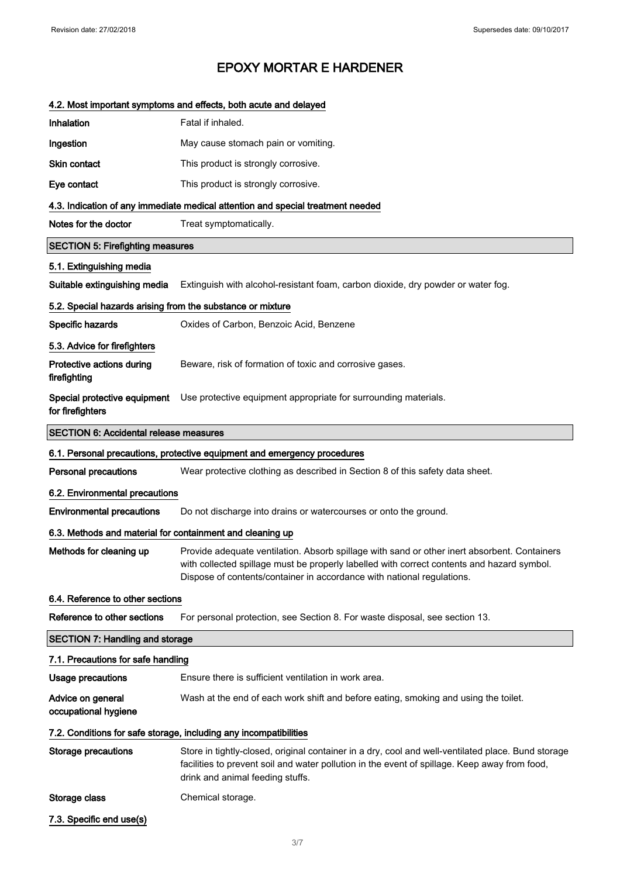# EPOXY MORTAR E HARDENER

### 4.2. Most important symptoms and effects, both acute and delayed

| | |
|---|---|
| **Inhalation** | Fatal if inhaled. |
| **Ingestion** | May cause stomach pain or vomiting. |
| **Skin contact** | This product is strongly corrosive. |
| **Eye contact** | This product is strongly corrosive. |

### 4.3. Indication of any immediate medical attention and special treatment needed

| | |
|---|---|
| **Notes for the doctor** | Treat symptomatically. |

## SECTION 5: Firefighting measures

### 5.1. Extinguishing media

| | |
|---|---|
| **Suitable extinguishing media** | Extinguish with alcohol-resistant foam, carbon dioxide, dry powder or water fog. |

### 5.2. Special hazards arising from the substance or mixture

| | |
|---|---|
| **Specific hazards** | Oxides of Carbon, Benzoic Acid, Benzene |

### 5.3. Advice for firefighters

| | |
|---|---|
| **Protective actions during firefighting** | Beware, risk of formation of toxic and corrosive gases. |
| **Special protective equipment for firefighters** | Use protective equipment appropriate for surrounding materials. |

## SECTION 6: Accidental release measures

### 6.1. Personal precautions, protective equipment and emergency procedures

| | |
|---|---|
| **Personal precautions** | Wear protective clothing as described in Section 8 of this safety data sheet. |

### 6.2. Environmental precautions

| | |
|---|---|
| **Environmental precautions** | Do not discharge into drains or watercourses or onto the ground. |

### 6.3. Methods and material for containment and cleaning up

| | |
|---|---|
| **Methods for cleaning up** | Provide adequate ventilation. Absorb spillage with sand or other inert absorbent. Containers with collected spillage must be properly labelled with correct contents and hazard symbol. Dispose of contents/container in accordance with national regulations. |

### 6.4. Reference to other sections

| | |
|---|---|
| **Reference to other sections** | For personal protection, see Section 8. For waste disposal, see section 13. |

## SECTION 7: Handling and storage

### 7.1. Precautions for safe handling

| | |
|---|---|
| **Usage precautions** | Ensure there is sufficient ventilation in work area. |
| **Advice on general occupational hygiene** | Wash at the end of each work shift and before eating, smoking and using the toilet. |

### 7.2. Conditions for safe storage, including any incompatibilities

| | |
|---|---|
| **Storage precautions** | Store in tightly-closed, original container in a dry, cool and well-ventilated place. Bund storage facilities to prevent soil and water pollution in the event of spillage. Keep away from food, drink and animal feeding stuffs. |
| **Storage class** | Chemical storage. |

### 7.3. Specific end use(s)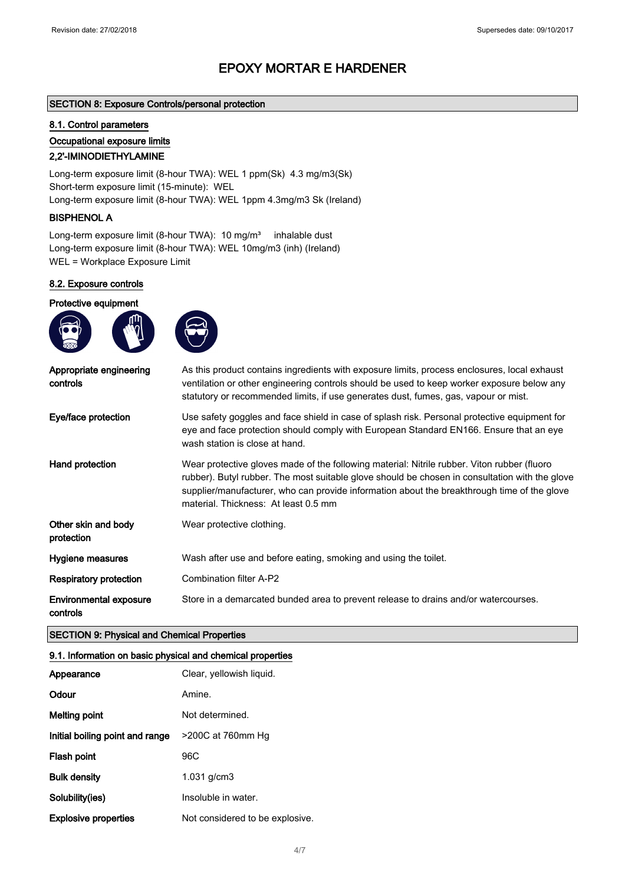# EPOXY MORTAR E HARDENER

## SECTION 8: Exposure Controls/personal protection

### 8.1. Control parameters

#### Occupational exposure limits

#### 2,2'-IMINODIETHYLAMINE

Long-term exposure limit (8-hour TWA): WEL 1 ppm(Sk) 4.3 mg/m3(Sk)
Short-term exposure limit (15-minute): WEL
Long-term exposure limit (8-hour TWA): WEL 1ppm 4.3mg/m3 Sk (Ireland)

#### BISPHENOL A

Long-term exposure limit (8-hour TWA): 10 mg/m³ inhalable dust
Long-term exposure limit (8-hour TWA): WEL 10mg/m3 (inh) (Ireland)
WEL = Workplace Exposure Limit

### 8.2. Exposure controls

#### Protective equipment

| | |
|---|---|
| **Appropriate engineering controls** | As this product contains ingredients with exposure limits, process enclosures, local exhaust ventilation or other engineering controls should be used to keep worker exposure below any statutory or recommended limits, if use generates dust, fumes, gas, vapour or mist. |
| **Eye/face protection** | Use safety goggles and face shield in case of splash risk. Personal protective equipment for eye and face protection should comply with European Standard EN166. Ensure that an eye wash station is close at hand. |
| **Hand protection** | Wear protective gloves made of the following material: Nitrile rubber. Viton rubber (fluoro rubber). Butyl rubber. The most suitable glove should be chosen in consultation with the glove supplier/manufacturer, who can provide information about the breakthrough time of the glove material. Thickness: At least 0.5 mm |
| **Other skin and body protection** | Wear protective clothing. |
| **Hygiene measures** | Wash after use and before eating, smoking and using the toilet. |
| **Respiratory protection** | Combination filter A-P2 |
| **Environmental exposure controls** | Store in a demarcated bunded area to prevent release to drains and/or watercourses. |

## SECTION 9: Physical and Chemical Properties

### 9.1. Information on basic physical and chemical properties

| | |
|---|---|
| **Appearance** | Clear, yellowish liquid. |
| **Odour** | Amine. |
| **Melting point** | Not determined. |
| **Initial boiling point and range** | >200C at 760mm Hg |
| **Flash point** | 96C |
| **Bulk density** | 1.031 g/cm3 |
| **Solubility(ies)** | Insoluble in water. |
| **Explosive properties** | Not considered to be explosive. |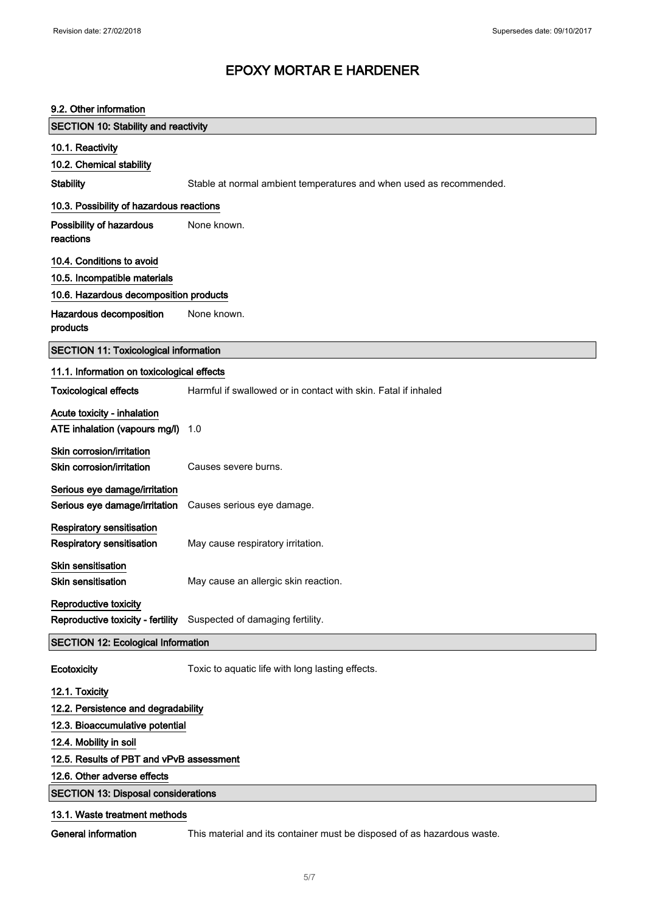# EPOXY MORTAR E HARDENER

### 9.2. Other information

## SECTION 10: Stability and reactivity

### 10.1. Reactivity

### 10.2. Chemical stability

**Stability** Stable at normal ambient temperatures and when used as recommended.

### 10.3. Possibility of hazardous reactions

**Possibility of hazardous reactions** None known.

### 10.4. Conditions to avoid

### 10.5. Incompatible materials

### 10.6. Hazardous decomposition products

**Hazardous decomposition products** None known.

## SECTION 11: Toxicological information

### 11.1. Information on toxicological effects

**Toxicological effects** Harmful if swallowed or in contact with skin. Fatal if inhaled

**Acute toxicity - inhalation**

**ATE inhalation (vapours mg/l)** 1.0

**Skin corrosion/irritation**

**Skin corrosion/irritation** Causes severe burns.

**Serious eye damage/irritation**

**Serious eye damage/irritation** Causes serious eye damage.

**Respiratory sensitisation**

**Respiratory sensitisation** May cause respiratory irritation.

**Skin sensitisation**

**Skin sensitisation** May cause an allergic skin reaction.

**Reproductive toxicity**

**Reproductive toxicity - fertility** Suspected of damaging fertility.

## SECTION 12: Ecological Information

**Ecotoxicity** Toxic to aquatic life with long lasting effects.

### 12.1. Toxicity

### 12.2. Persistence and degradability

### 12.3. Bioaccumulative potential

### 12.4. Mobility in soil

### 12.5. Results of PBT and vPvB assessment

### 12.6. Other adverse effects

## SECTION 13: Disposal considerations

### 13.1. Waste treatment methods

**General information** This material and its container must be disposed of as hazardous waste.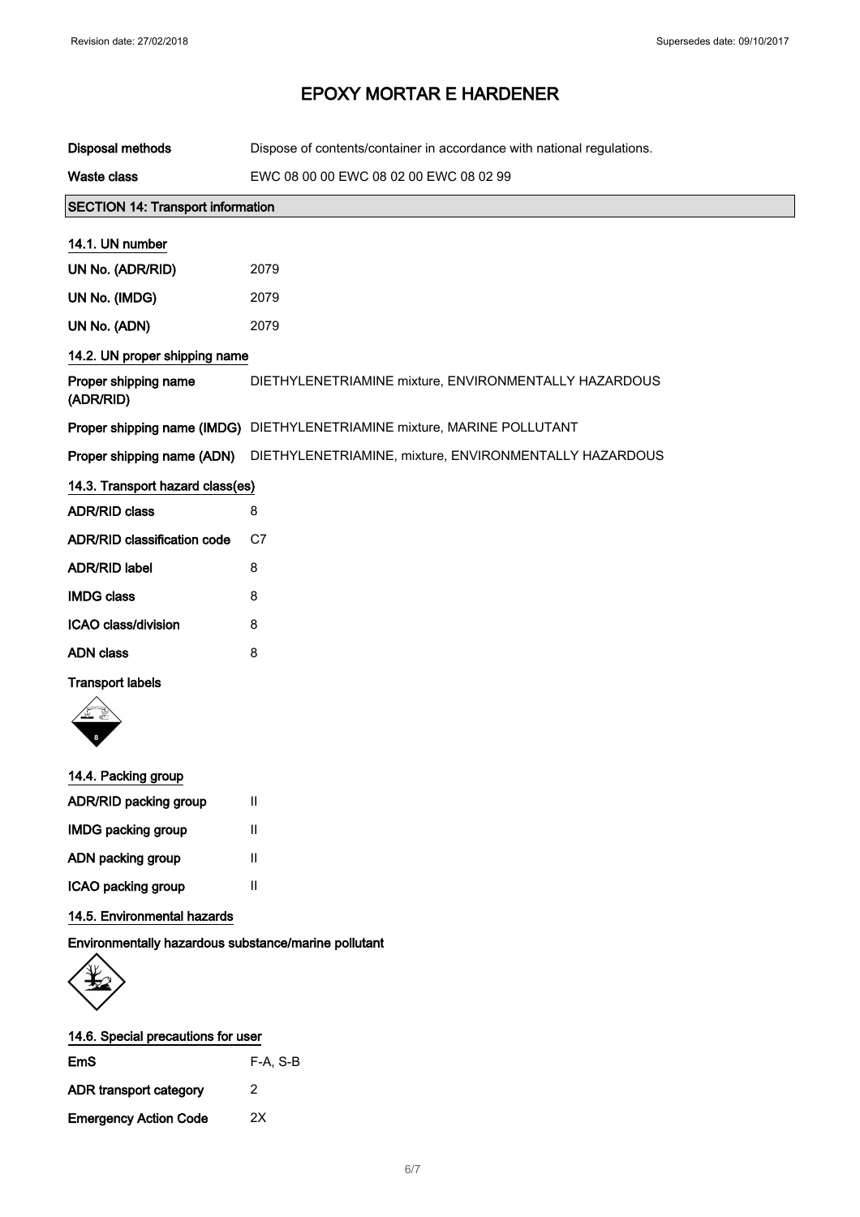# EPOXY MORTAR E HARDENER

| | |
|---|---|
| **Disposal methods** | Dispose of contents/container in accordance with national regulations. |
| **Waste class** | EWC 08 00 00 EWC 08 02 00 EWC 08 02 99 |

## SECTION 14: Transport information

### 14.1. UN number

| | |
|---|---|
| **UN No. (ADR/RID)** | 2079 |
| **UN No. (IMDG)** | 2079 |
| **UN No. (ADN)** | 2079 |

### 14.2. UN proper shipping name

| | |
|---|---|
| **Proper shipping name (ADR/RID)** | DIETHYLENETRIAMINE mixture, ENVIRONMENTALLY HAZARDOUS |
| **Proper shipping name (IMDG)** | DIETHYLENETRIAMINE mixture, MARINE POLLUTANT |
| **Proper shipping name (ADN)** | DIETHYLENETRIAMINE, mixture, ENVIRONMENTALLY HAZARDOUS |

### 14.3. Transport hazard class(es)

| | |
|---|---|
| **ADR/RID class** | 8 |
| **ADR/RID classification code** | C7 |
| **ADR/RID label** | 8 |
| **IMDG class** | 8 |
| **ICAO class/division** | 8 |
| **ADN class** | 8 |

**Transport labels**

### 14.4. Packing group

| | |
|---|---|
| **ADR/RID packing group** | II |
| **IMDG packing group** | II |
| **ADN packing group** | II |
| **ICAO packing group** | II |

### 14.5. Environmental hazards

**Environmentally hazardous substance/marine pollutant**

### 14.6. Special precautions for user

| | |
|---|---|
| **EmS** | F-A, S-B |
| **ADR transport category** | 2 |
| **Emergency Action Code** | 2X |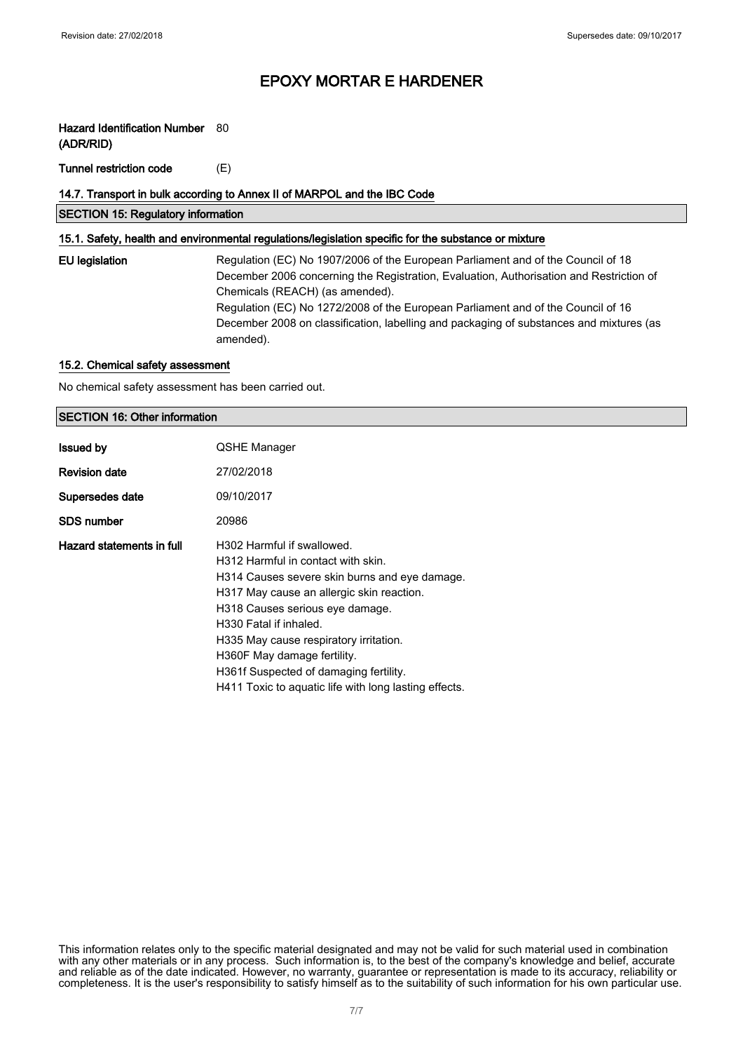# EPOXY MORTAR E HARDENER

| | |
|---|---|
| **Hazard Identification Number (ADR/RID)** | 80 |
| **Tunnel restriction code** | (E) |

### 14.7. Transport in bulk according to Annex II of MARPOL and the IBC Code

## SECTION 15: Regulatory information

### 15.1. Safety, health and environmental regulations/legislation specific for the substance or mixture

**EU legislation**

Regulation (EC) No 1907/2006 of the European Parliament and of the Council of 18 December 2006 concerning the Registration, Evaluation, Authorisation and Restriction of Chemicals (REACH) (as amended).
Regulation (EC) No 1272/2008 of the European Parliament and of the Council of 16 December 2008 on classification, labelling and packaging of substances and mixtures (as amended).

### 15.2. Chemical safety assessment

No chemical safety assessment has been carried out.

## SECTION 16: Other information

| | |
|---|---|
| **Issued by** | QSHE Manager |
| **Revision date** | 27/02/2018 |
| **Supersedes date** | 09/10/2017 |
| **SDS number** | 20986 |

**Hazard statements in full**

H302 Harmful if swallowed.
H312 Harmful in contact with skin.
H314 Causes severe skin burns and eye damage.
H317 May cause an allergic skin reaction.
H318 Causes serious eye damage.
H330 Fatal if inhaled.
H335 May cause respiratory irritation.
H360F May damage fertility.
H361f Suspected of damaging fertility.
H411 Toxic to aquatic life with long lasting effects.

This information relates only to the specific material designated and may not be valid for such material used in combination with any other materials or in any process. Such information is, to the best of the company's knowledge and belief, accurate and reliable as of the date indicated. However, no warranty, guarantee or representation is made to its accuracy, reliability or completeness. It is the user's responsibility to satisfy himself as to the suitability of such information for his own particular use.